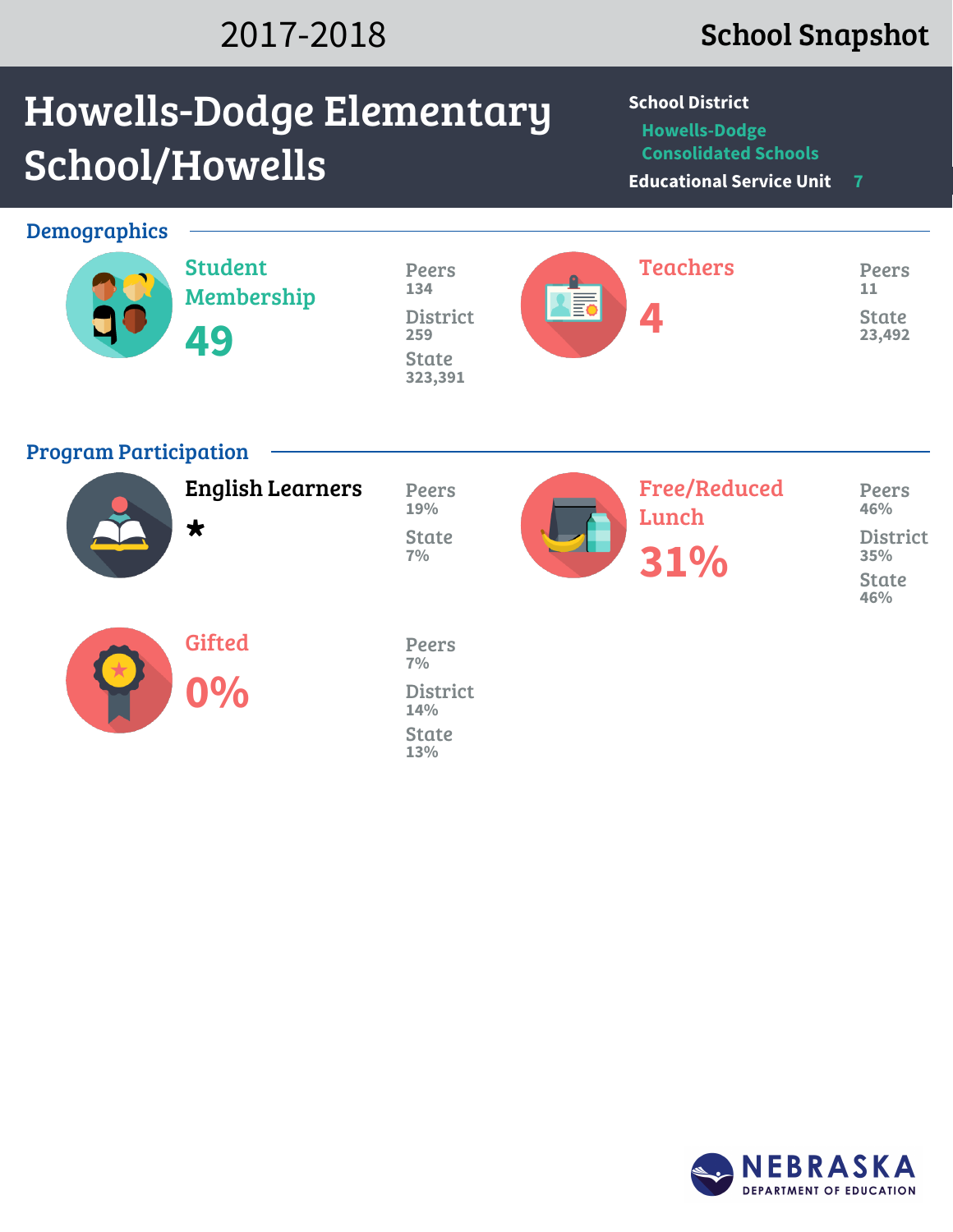2017-2018

**School Snapshot**

# Howells-Dodge Elementary School/Howells

**School District** Howells-Dodge Consolidated Schools

**Educational Service Unit** 7

## Demographics

### Student Membership

**49**

Peers 134

District 259

State 323,391

### Teachers

**4**

Peers 11

State 23,492

## Program Participation

### English Learners

*

Peers 19%

State 7%

### Free/Reduced Lunch

**31%**

Peers 46%

District 35%

State 46%

### Gifted

**0%**

Peers 7%

District 14%

State 13%

NEBRASKA DEPARTMENT OF EDUCATION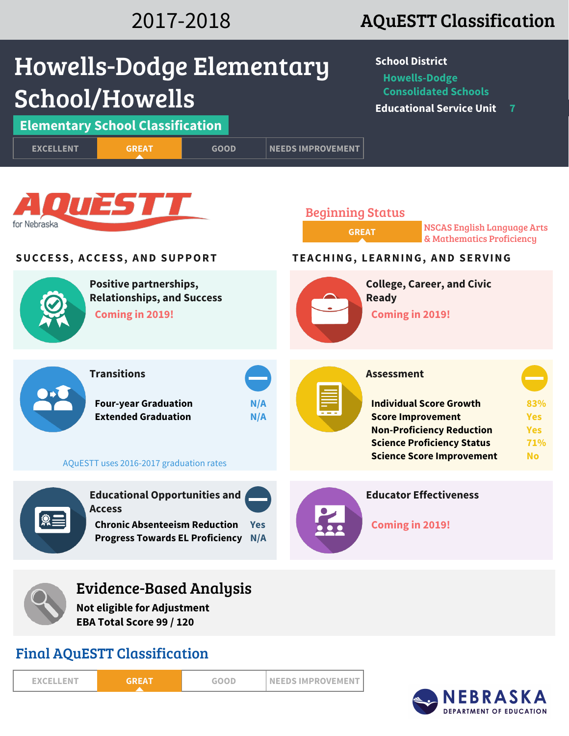2017-2018 **AQuESTT Classification**

# Howells-Dodge Elementary School/Howells

**School District** Howells-Dodge Consolidated Schools

**Educational Service Unit** 7

## Elementary School Classification

| EXCELLENT | **GREAT** | GOOD | NEEDS IMPROVEMENT |
|---|---|---|---|

AQuESTT for Nebraska

## Beginning Status

**GREAT** — NSCAS English Language Arts & Mathematics Proficiency

## SUCCESS, ACCESS, AND SUPPORT

### Positive partnerships, Relationships, and Success

Coming in 2019!

### Transitions

| | |
|---|---|
| Four-year Graduation | N/A |
| Extended Graduation | N/A |

AQuESTT uses 2016-2017 graduation rates

### Educational Opportunities and Access

| | |
|---|---|
| Chronic Absenteeism Reduction | Yes |
| Progress Towards EL Proficiency | N/A |

## TEACHING, LEARNING, AND SERVING

### College, Career, and Civic Ready

Coming in 2019!

### Assessment

| | |
|---|---|
| Individual Score Growth | 83% |
| Score Improvement | Yes |
| Non-Proficiency Reduction | Yes |
| Science Proficiency Status | 71% |
| Science Score Improvement | No |

### Educator Effectiveness

Coming in 2019!

## Evidence-Based Analysis

**Not eligible for Adjustment**

**EBA Total Score 99 / 120**

## Final AQuESTT Classification

| EXCELLENT | **GREAT** | GOOD | NEEDS IMPROVEMENT |
|---|---|---|---|

NEBRASKA DEPARTMENT OF EDUCATION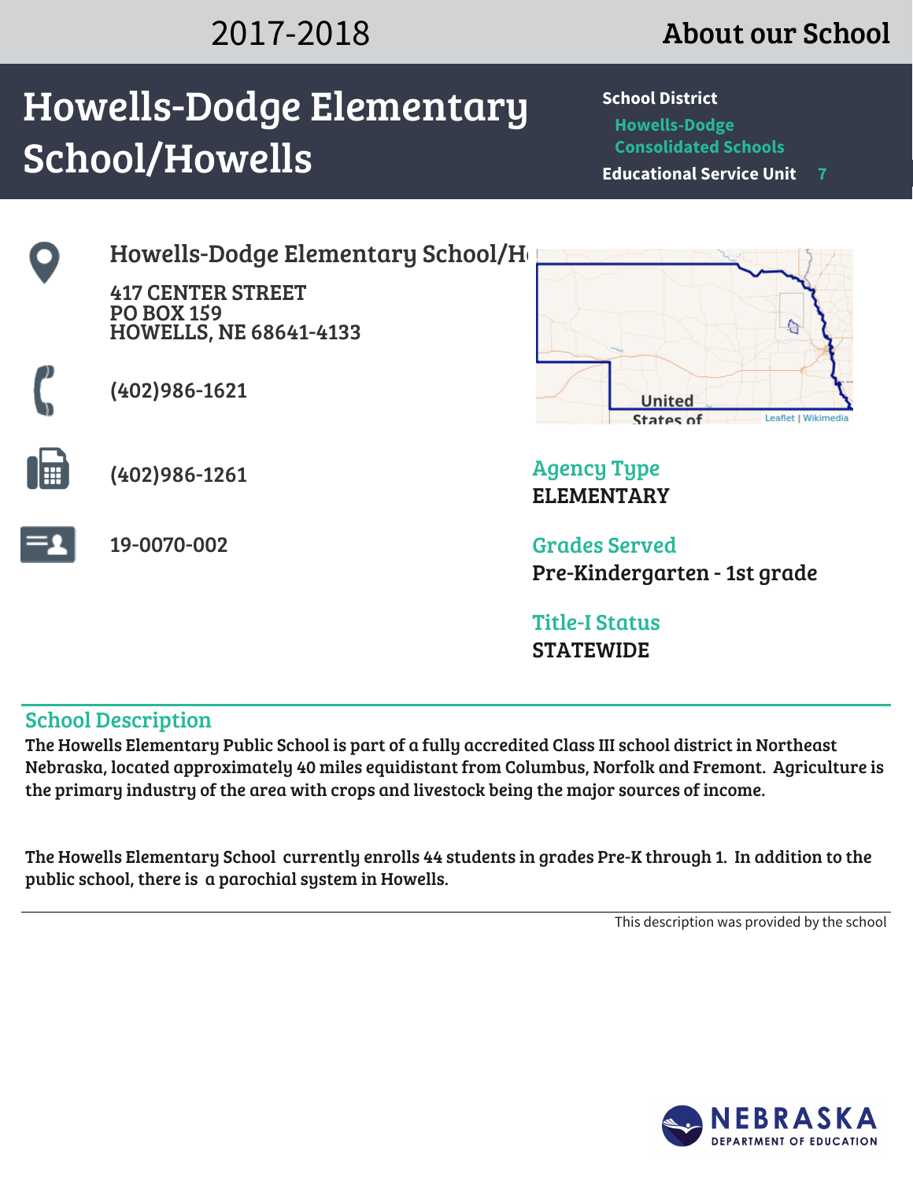2017-2018

About our School

# Howells-Dodge Elementary School/Howells

**School District**
Howells-Dodge Consolidated Schools

**Educational Service Unit** 7

Howells-Dodge Elementary School/H

417 CENTER STREET
PO BOX 159
HOWELLS, NE 68641-4133

(402)986-1621

(402)986-1261

19-0070-002

United States of

Leaflet | Wikimedia

**Agency Type**
ELEMENTARY

**Grades Served**
Pre-Kindergarten - 1st grade

**Title-I Status**
STATEWIDE

## School Description

The Howells Elementary Public School is part of a fully accredited Class III school district in Northeast Nebraska, located approximately 40 miles equidistant from Columbus, Norfolk and Fremont. Agriculture is the primary industry of the area with crops and livestock being the major sources of income.

The Howells Elementary School currently enrolls 44 students in grades Pre-K through 1. In addition to the public school, there is a parochial system in Howells.

This description was provided by the school

NEBRASKA DEPARTMENT OF EDUCATION